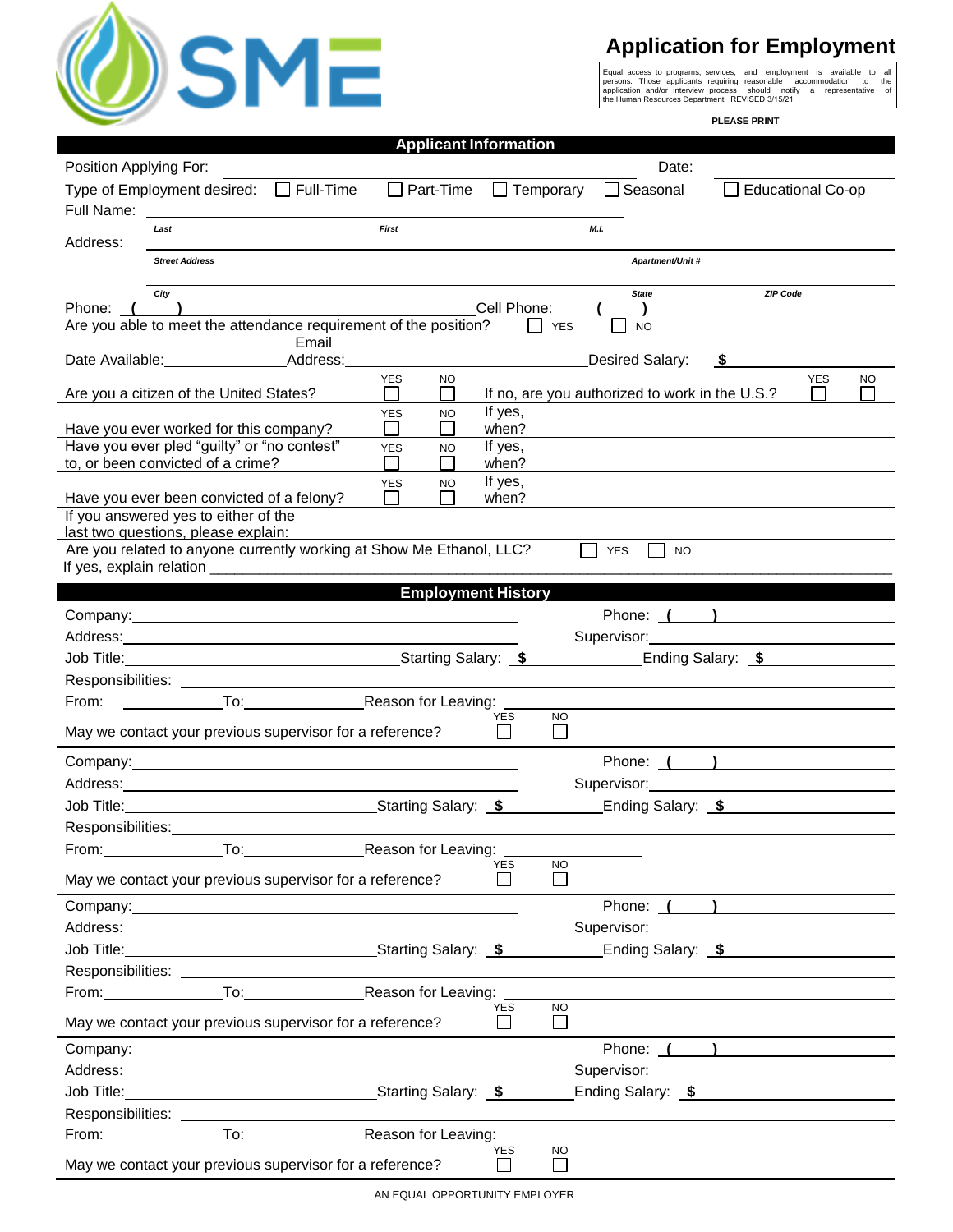SME

# Application for Employment

Equal access to programs, services, and employment is available to all persons. Those applicants requiring reasonable accommodation to the application and/or interview process should notify a representative of the Human Resources Department REVISED 3/15/21

**PLEASE PRINT**

## Applicant Information

Position Applying For: ______________________ Date: ____________

Type of Employment desired: ☐ Full-Time ☐ Part-Time ☐ Temporary ☐ Seasonal ☐ Educational Co-op

Full Name: ______________________________________________
*Last* *First* *M.I.*

Address: ______________________________________________
*Street Address* *Apartment/Unit #*

______________________________________________
*City* *State* *ZIP Code*

Phone: ( ) ______________ Cell Phone: ( )

Are you able to meet the attendance requirement of the position? ☐ YES ☐ NO

Date Available: ____________ Email Address: ____________ Desired Salary: $ ____________

Are you a citizen of the United States? ☐ YES ☐ NO — If no, are you authorized to work in the U.S.? ☐ YES ☐ NO

Have you ever worked for this company? ☐ YES ☐ NO — If yes, when?

Have you ever pled "guilty" or "no contest" to, or been convicted of a crime? ☐ YES ☐ NO — If yes, when?

Have you ever been convicted of a felony? ☐ YES ☐ NO — If yes, when?

If you answered yes to either of the last two questions, please explain:

Are you related to anyone currently working at Show Me Ethanol, LLC? ☐ YES ☐ NO

If yes, explain relation ______________________________________________

## Employment History

Company: ____________________ Phone: ( ) ____________
Address: ____________________ Supervisor: ____________
Job Title: ____________ Starting Salary: $ ____________ Ending Salary: $ ____________
Responsibilities: ______________________________________________
From: ____________ To: ____________ Reason for Leaving: ____________
May we contact your previous supervisor for a reference? ☐ YES ☐ NO

Company: ____________________ Phone: ( ) ____________
Address: ____________________ Supervisor: ____________
Job Title: ____________ Starting Salary: $ ____________ Ending Salary: $ ____________
Responsibilities: ______________________________________________
From: ____________ To: ____________ Reason for Leaving: ____________
May we contact your previous supervisor for a reference? ☐ YES ☐ NO

Company: ____________________ Phone: ( ) ____________
Address: ____________________ Supervisor: ____________
Job Title: ____________ Starting Salary: $ ____________ Ending Salary: $ ____________
Responsibilities: ______________________________________________
From: ____________ To: ____________ Reason for Leaving: ____________
May we contact your previous supervisor for a reference? ☐ YES ☐ NO

Company: ____________________ Phone: ( ) ____________
Address: ____________________ Supervisor: ____________
Job Title: ____________ Starting Salary: $ ____________ Ending Salary: $ ____________
Responsibilities: ______________________________________________
From: ____________ To: ____________ Reason for Leaving: ____________
May we contact your previous supervisor for a reference? ☐ YES ☐ NO

AN EQUAL OPPORTUNITY EMPLOYER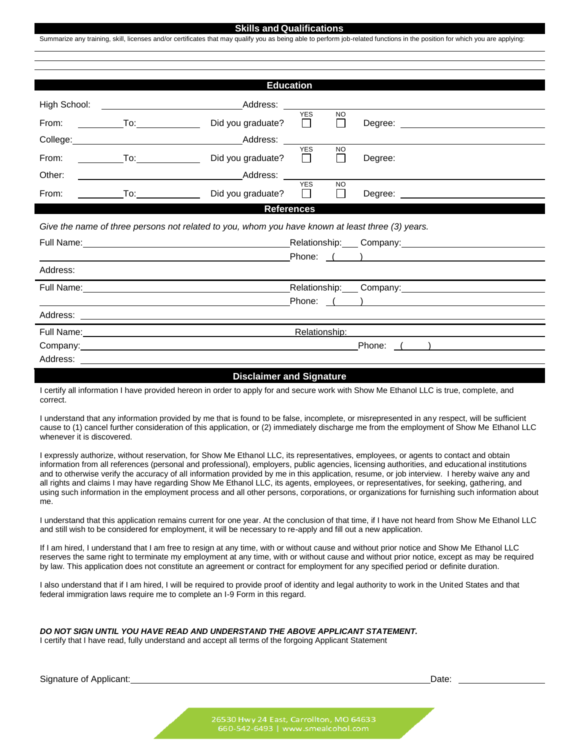## Skills and Qualifications

Summarize any training, skill, licenses and/or certificates that may qualify you as being able to perform job-related functions in the position for which you are applying:

## Education

High School: ______________________ Address: ______________________

From: ________ To: ________ Did you graduate? YES ☐ NO ☐ Degree: ______________

College: ______________________ Address: ______________________

From: ________ To: ________ Did you graduate? YES ☐ NO ☐ Degree:

Other: ______________________ Address: ______________________

From: ________ To: ________ Did you graduate? YES ☐ NO ☐ Degree: ______________

## References

*Give the name of three persons not related to you, whom you have known at least three (3) years.*

Full Name: ______________________ Relationship: ____ Company: ______________

Phone: ( )

Address:

Full Name: ______________________ Relationship: ____ Company: ______________

Phone: ( )

Address: ______________________

Full Name: ______________________ Relationship: ______________

Company: ______________________ Phone: ( )

Address: ______________________

## Disclaimer and Signature

I certify all information I have provided hereon in order to apply for and secure work with Show Me Ethanol LLC is true, complete, and correct.

I understand that any information provided by me that is found to be false, incomplete, or misrepresented in any respect, will be sufficient cause to (1) cancel further consideration of this application, or (2) immediately discharge me from the employment of Show Me Ethanol LLC whenever it is discovered.

I expressly authorize, without reservation, for Show Me Ethanol LLC, its representatives, employees, or agents to contact and obtain information from all references (personal and professional), employers, public agencies, licensing authorities, and educational institutions and to otherwise verify the accuracy of all information provided by me in this application, resume, or job interview. I hereby waive any and all rights and claims I may have regarding Show Me Ethanol LLC, its agents, employees, or representatives, for seeking, gathering, and using such information in the employment process and all other persons, corporations, or organizations for furnishing such information about me.

I understand that this application remains current for one year. At the conclusion of that time, if I have not heard from Show Me Ethanol LLC and still wish to be considered for employment, it will be necessary to re-apply and fill out a new application.

If I am hired, I understand that I am free to resign at any time, with or without cause and without prior notice and Show Me Ethanol LLC reserves the same right to terminate my employment at any time, with or without cause and without prior notice, except as may be required by law. This application does not constitute an agreement or contract for employment for any specified period or definite duration.

I also understand that if I am hired, I will be required to provide proof of identity and legal authority to work in the United States and that federal immigration laws require me to complete an I-9 Form in this regard.

***DO NOT SIGN UNTIL YOU HAVE READ AND UNDERSTAND THE ABOVE APPLICANT STATEMENT.***

I certify that I have read, fully understand and accept all terms of the forgoing Applicant Statement

Signature of Applicant: ______________________ Date: ______________

26530 Hwy 24 East, Carrollton, MO 64633
660-542-6493 | www.smealcohol.com